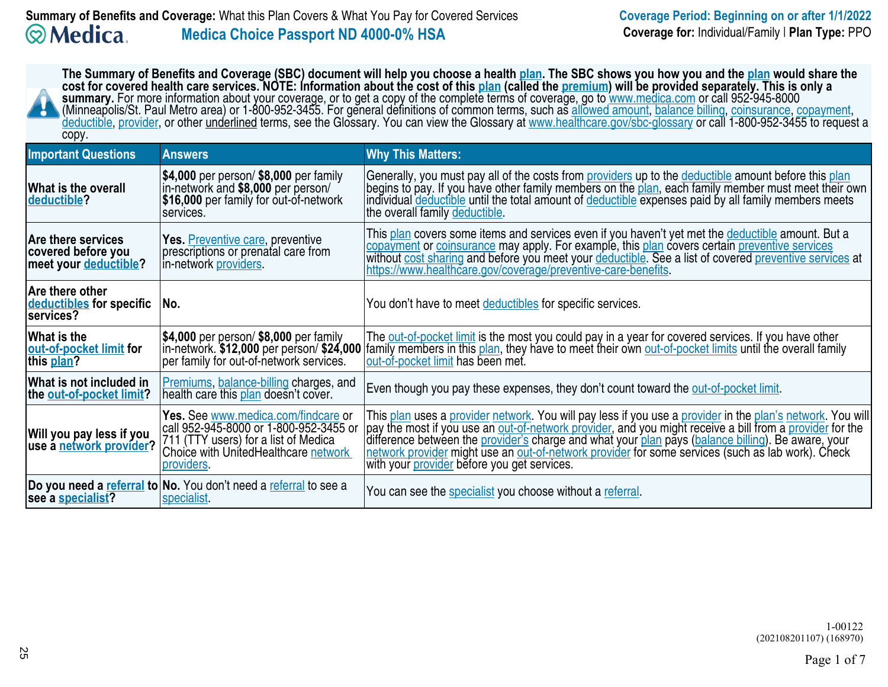**Summary of Benefits and Coverage:** What this Plan Covers & What You Pay for Covered Services

**Coverage Period: Beginning on or after 1/1/2022**

# Medica Choice Passport ND 4000-0% HSA

**Coverage for:** Individual/Family | **Plan Type:** PPO

**The Summary of Benefits and Coverage (SBC) document will help you choose a health plan. The SBC shows you how you and the plan would share the cost for covered health care services. NOTE: Information about the cost of this plan (called the premium) will be provided separately. This is only a summary.** For more information about your coverage, or to get a copy of the complete terms of coverage, go to www.medica.com or call 952-945-8000 (Minneapolis/St. Paul Metro area) or 1-800-952-3455. For general definitions of common terms, such as allowed amount, balance billing, coinsurance, copayment, deductible, provider, or other underlined terms, see the Glossary. You can view the Glossary at www.healthcare.gov/sbc-glossary or call 1-800-952-3455 to request a copy.

| Important Questions | Answers | Why This Matters: |
|---|---|---|
| **What is the overall deductible?** | **$4,000** per person/ **$8,000** per family in-network and **$8,000** per person/ **$16,000** per family for out-of-network services. | Generally, you must pay all of the costs from providers up to the deductible amount before this plan begins to pay. If you have other family members on the plan, each family member must meet their own individual deductible until the total amount of deductible expenses paid by all family members meets the overall family deductible. |
| **Are there services covered before you meet your deductible?** | **Yes.** Preventive care, preventive prescriptions or prenatal care from in-network providers. | This plan covers some items and services even if you haven't yet met the deductible amount. But a copayment or coinsurance may apply. For example, this plan covers certain preventive services without cost sharing and before you meet your deductible. See a list of covered preventive services at https://www.healthcare.gov/coverage/preventive-care-benefits. |
| **Are there other deductibles for specific services?** | **No.** | You don't have to meet deductibles for specific services. |
| **What is the out-of-pocket limit for this plan?** | **$4,000** per person/ **$8,000** per family in-network. **$12,000** per person/ **$24,000** per family for out-of-network services. | The out-of-pocket limit is the most you could pay in a year for covered services. If you have other family members in this plan, they have to meet their own out-of-pocket limits until the overall family out-of-pocket limit has been met. |
| **What is not included in the out-of-pocket limit?** | Premiums, balance-billing charges, and health care this plan doesn't cover. | Even though you pay these expenses, they don't count toward the out-of-pocket limit. |
| **Will you pay less if you use a network provider?** | **Yes.** See www.medica.com/findcare or call 952-945-8000 or 1-800-952-3455 or 711 (TTY users) for a list of Medica Choice with UnitedHealthcare network providers. | This plan uses a provider network. You will pay less if you use a provider in the plan's network. You will pay the most if you use an out-of-network provider, and you might receive a bill from a provider for the difference between the provider's charge and what your plan pays (balance billing). Be aware, your network provider might use an out-of-network provider for some services (such as lab work). Check with your provider before you get services. |
| **Do you need a referral to see a specialist?** | **No.** You don't need a referral to see a specialist. | You can see the specialist you choose without a referral. |

1-00122
(202108201107) (168970)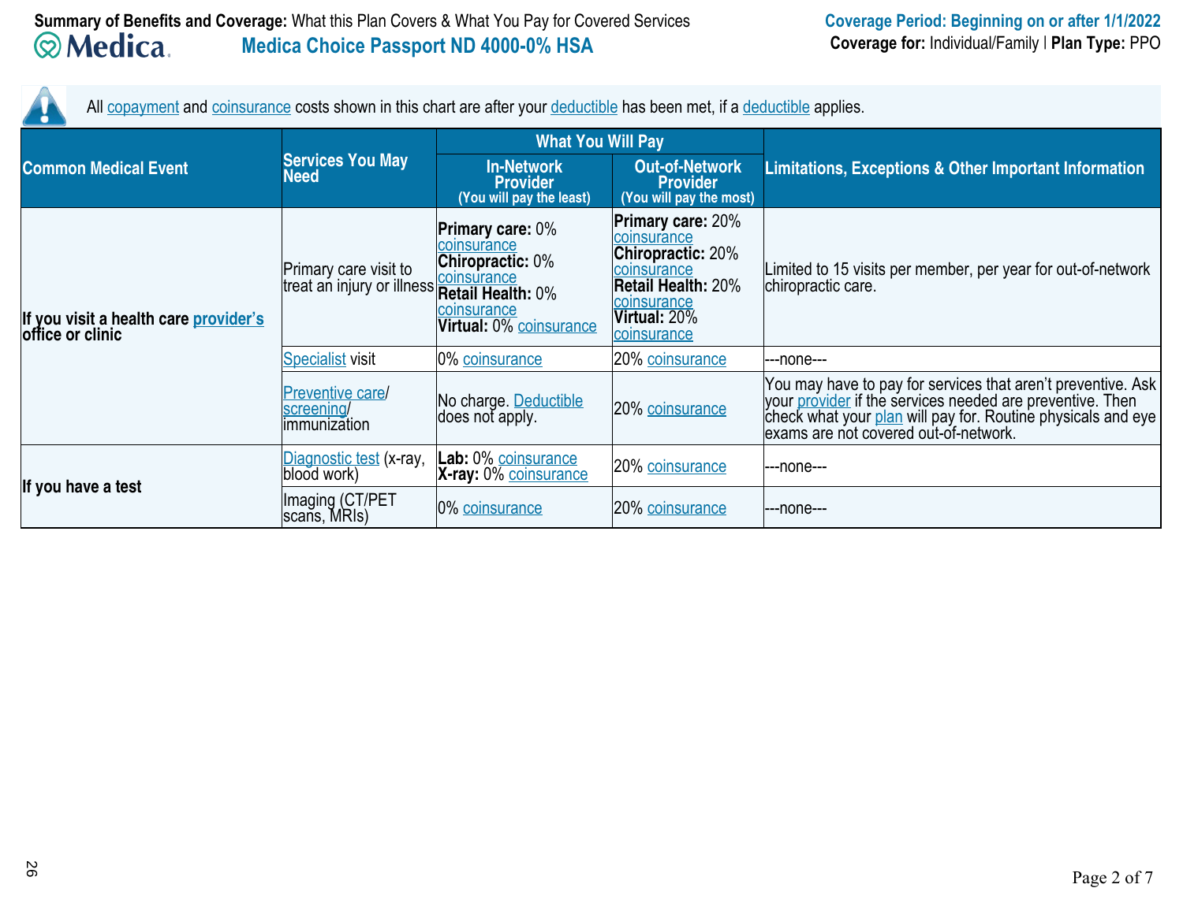**Summary of Benefits and Coverage:** What this Plan Covers & What You Pay for Covered Services

**Medica Choice Passport ND 4000-0% HSA**

**Coverage Period: Beginning on or after 1/1/2022**

**Coverage for:** Individual/Family | **Plan Type:** PPO

All copayment and coinsurance costs shown in this chart are after your deductible has been met, if a deductible applies.

| Common Medical Event | Services You May Need | What You Will Pay | | Limitations, Exceptions & Other Important Information |
|---|---|---|---|---|
| | | In-Network Provider (You will pay the least) | Out-of-Network Provider (You will pay the most) | |
| If you visit a health care provider's office or clinic | Primary care visit to treat an injury or illness | **Primary care:** 0% coinsurance **Chiropractic:** 0% coinsurance **Retail Health:** 0% coinsurance **Virtual:** 0% coinsurance | **Primary care:** 20% coinsurance **Chiropractic:** 20% coinsurance **Retail Health:** 20% coinsurance **Virtual:** 20% coinsurance | Limited to 15 visits per member, per year for out-of-network chiropractic care. |
| | Specialist visit | 0% coinsurance | 20% coinsurance | ---none--- |
| | Preventive care/ screening/ immunization | No charge. Deductible does not apply. | 20% coinsurance | You may have to pay for services that aren't preventive. Ask your provider if the services needed are preventive. Then check what your plan will pay for. Routine physicals and eye exams are not covered out-of-network. |
| If you have a test | Diagnostic test (x-ray, blood work) | **Lab:** 0% coinsurance **X-ray:** 0% coinsurance | 20% coinsurance | ---none--- |
| | Imaging (CT/PET scans, MRIs) | 0% coinsurance | 20% coinsurance | ---none--- |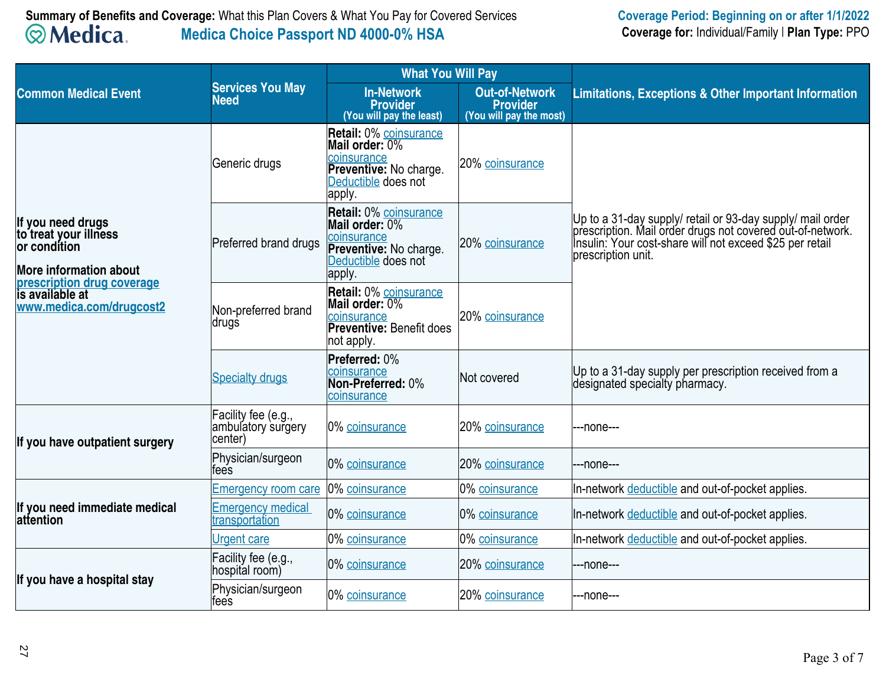**Summary of Benefits and Coverage:** What this Plan Covers & What You Pay for Covered Services

**Medica Choice Passport ND 4000-0% HSA**

**Coverage Period: Beginning on or after 1/1/2022**
**Coverage for:** Individual/Family | **Plan Type:** PPO

| Common Medical Event | Services You May Need | What You Will Pay: In-Network Provider (You will pay the least) | What You Will Pay: Out-of-Network Provider (You will pay the most) | Limitations, Exceptions & Other Important Information |
|---|---|---|---|---|
| **If you need drugs to treat your illness or condition** **More information about prescription drug coverage is available at www.medica.com/drugcost2** | Generic drugs | **Retail:** 0% coinsurance **Mail order:** 0% coinsurance **Preventive:** No charge. Deductible does not apply. | 20% coinsurance | Up to a 31-day supply/ retail or 93-day supply/ mail order prescription. Mail order drugs not covered out-of-network. Insulin: Your cost-share will not exceed $25 per retail prescription unit. |
| | Preferred brand drugs | **Retail:** 0% coinsurance **Mail order:** 0% coinsurance **Preventive:** No charge. Deductible does not apply. | 20% coinsurance | |
| | Non-preferred brand drugs | **Retail:** 0% coinsurance **Mail order:** 0% coinsurance **Preventive:** Benefit does not apply. | 20% coinsurance | |
| | Specialty drugs | **Preferred:** 0% coinsurance **Non-Preferred:** 0% coinsurance | Not covered | Up to a 31-day supply per prescription received from a designated specialty pharmacy. |
| **If you have outpatient surgery** | Facility fee (e.g., ambulatory surgery center) | 0% coinsurance | 20% coinsurance | ---none--- |
| | Physician/surgeon fees | 0% coinsurance | 20% coinsurance | ---none--- |
| **If you need immediate medical attention** | Emergency room care | 0% coinsurance | 0% coinsurance | In-network deductible and out-of-pocket applies. |
| | Emergency medical transportation | 0% coinsurance | 0% coinsurance | In-network deductible and out-of-pocket applies. |
| | Urgent care | 0% coinsurance | 0% coinsurance | In-network deductible and out-of-pocket applies. |
| **If you have a hospital stay** | Facility fee (e.g., hospital room) | 0% coinsurance | 20% coinsurance | ---none--- |
| | Physician/surgeon fees | 0% coinsurance | 20% coinsurance | ---none--- |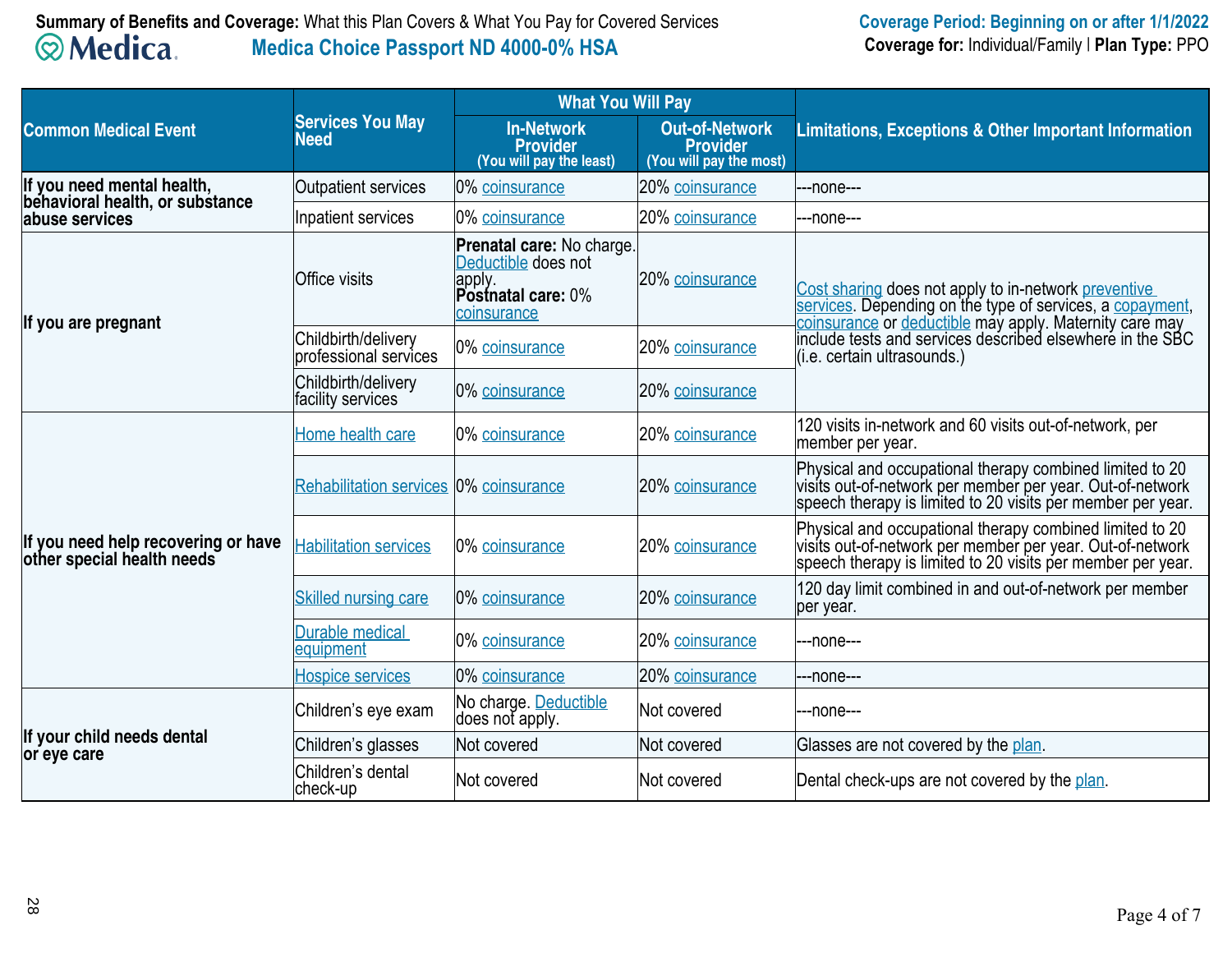**Summary of Benefits and Coverage:** What this Plan Covers & What You Pay for Covered Services

**Medica Choice Passport ND 4000-0% HSA**

**Coverage Period: Beginning on or after 1/1/2022**

**Coverage for:** Individual/Family | **Plan Type:** PPO

| Common Medical Event | Services You May Need | What You Will Pay | | Limitations, Exceptions & Other Important Information |
|---|---|---|---|---|
| | | In-Network Provider (You will pay the least) | Out-of-Network Provider (You will pay the most) | |
| **If you need mental health, behavioral health, or substance abuse services** | Outpatient services | 0% coinsurance | 20% coinsurance | ---none--- |
| | Inpatient services | 0% coinsurance | 20% coinsurance | ---none--- |
| **If you are pregnant** | Office visits | **Prenatal care:** No charge. Deductible does not apply. **Postnatal care:** 0% coinsurance | 20% coinsurance | Cost sharing does not apply to in-network preventive services. Depending on the type of services, a copayment, coinsurance or deductible may apply. Maternity care may include tests and services described elsewhere in the SBC (i.e. certain ultrasounds.) |
| | Childbirth/delivery professional services | 0% coinsurance | 20% coinsurance | |
| | Childbirth/delivery facility services | 0% coinsurance | 20% coinsurance | |
| **If you need help recovering or have other special health needs** | Home health care | 0% coinsurance | 20% coinsurance | 120 visits in-network and 60 visits out-of-network, per member per year. |
| | Rehabilitation services | 0% coinsurance | 20% coinsurance | Physical and occupational therapy combined limited to 20 visits out-of-network per member per year. Out-of-network speech therapy is limited to 20 visits per member per year. |
| | Habilitation services | 0% coinsurance | 20% coinsurance | Physical and occupational therapy combined limited to 20 visits out-of-network per member per year. Out-of-network speech therapy is limited to 20 visits per member per year. |
| | Skilled nursing care | 0% coinsurance | 20% coinsurance | 120 day limit combined in and out-of-network per member per year. |
| | Durable medical equipment | 0% coinsurance | 20% coinsurance | ---none--- |
| | Hospice services | 0% coinsurance | 20% coinsurance | ---none--- |
| **If your child needs dental or eye care** | Children's eye exam | No charge. Deductible does not apply. | Not covered | ---none--- |
| | Children's glasses | Not covered | Not covered | Glasses are not covered by the plan. |
| | Children's dental check-up | Not covered | Not covered | Dental check-ups are not covered by the plan. |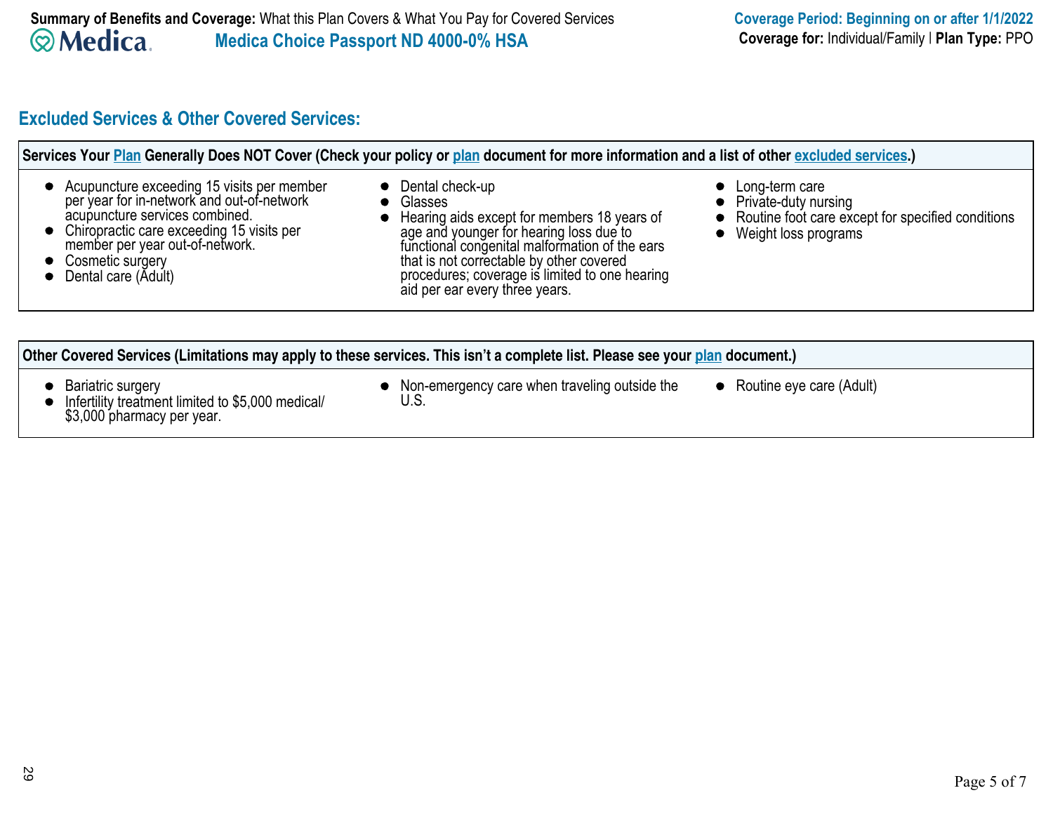## Excluded Services & Other Covered Services:

**Services Your Plan Generally Does NOT Cover (Check your policy or plan document for more information and a list of other excluded services.)**

- Acupuncture exceeding 15 visits per member per year for in-network and out-of-network acupuncture services combined.
- Chiropractic care exceeding 15 visits per member per year out-of-network.
- Cosmetic surgery
- Dental care (Adult)
- Dental check-up
- Glasses
- Hearing aids except for members 18 years of age and younger for hearing loss due to functional congenital malformation of the ears that is not correctable by other covered procedures; coverage is limited to one hearing aid per ear every three years.
- Long-term care
- Private-duty nursing
- Routine foot care except for specified conditions
- Weight loss programs

**Other Covered Services (Limitations may apply to these services. This isn't a complete list. Please see your plan document.)**

- Bariatric surgery
- Infertility treatment limited to $5,000 medical/ $3,000 pharmacy per year.
- Non-emergency care when traveling outside the U.S.
- Routine eye care (Adult)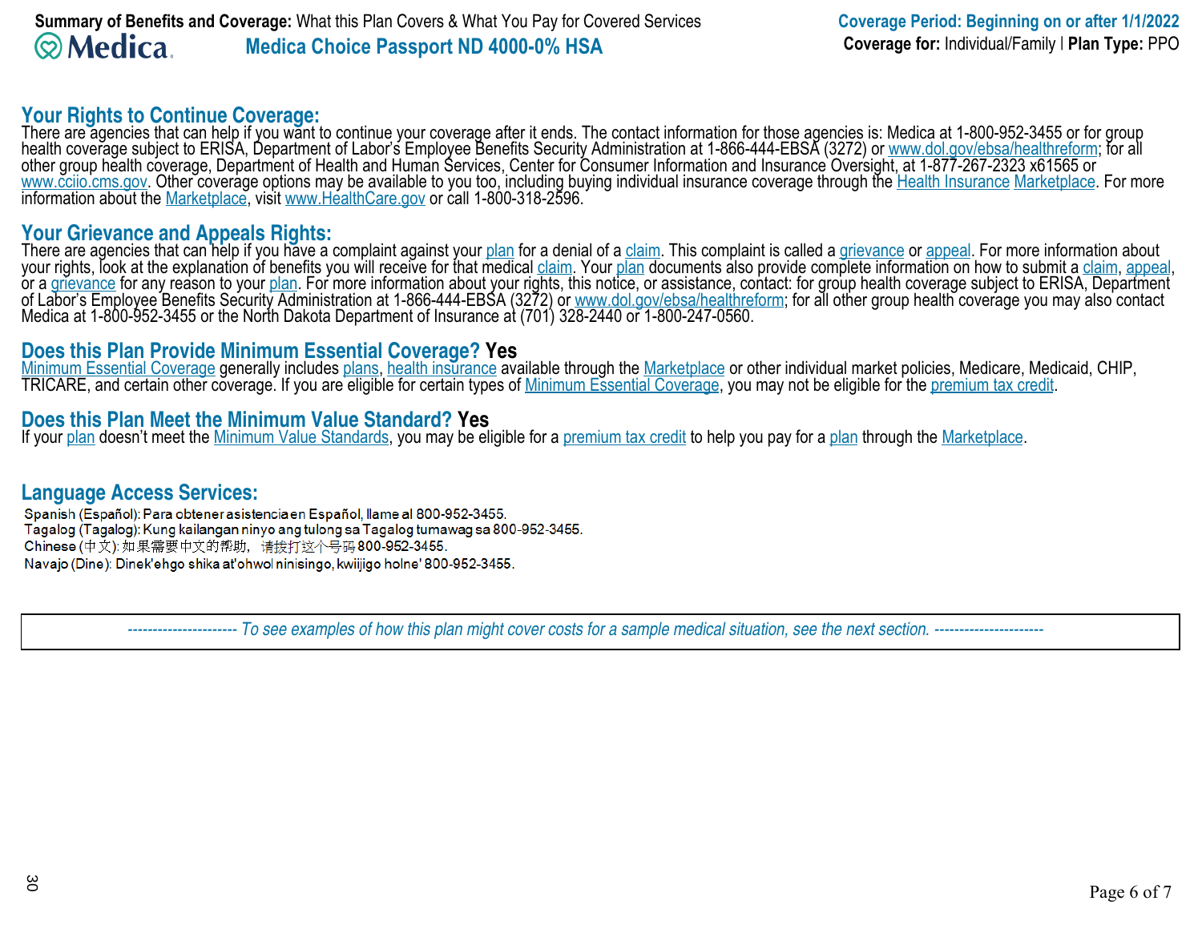## Your Rights to Continue Coverage:

There are agencies that can help if you want to continue your coverage after it ends. The contact information for those agencies is: Medica at 1-800-952-3455 or for group health coverage subject to ERISA, Department of Labor's Employee Benefits Security Administration at 1-866-444-EBSA (3272) or www.dol.gov/ebsa/healthreform; for all other group health coverage, Department of Health and Human Services, Center for Consumer Information and Insurance Oversight, at 1-877-267-2323 x61565 or www.cciio.cms.gov. Other coverage options may be available to you too, including buying individual insurance coverage through the Health Insurance Marketplace. For more information about the Marketplace, visit www.HealthCare.gov or call 1-800-318-2596.

## Your Grievance and Appeals Rights:

There are agencies that can help if you have a complaint against your plan for a denial of a claim. This complaint is called a grievance or appeal. For more information about your rights, look at the explanation of benefits you will receive for that medical claim. Your plan documents also provide complete information on how to submit a claim, appeal, or a grievance for any reason to your plan. For more information about your rights, this notice, or assistance, contact: for group health coverage subject to ERISA, Department of Labor's Employee Benefits Security Administration at 1-866-444-EBSA (3272) or www.dol.gov/ebsa/healthreform; for all other group health coverage you may also contact Medica at 1-800-952-3455 or the North Dakota Department of Insurance at (701) 328-2440 or 1-800-247-0560.

## Does this Plan Provide Minimum Essential Coverage? Yes

Minimum Essential Coverage generally includes plans, health insurance available through the Marketplace or other individual market policies, Medicare, Medicaid, CHIP, TRICARE, and certain other coverage. If you are eligible for certain types of Minimum Essential Coverage, you may not be eligible for the premium tax credit.

## Does this Plan Meet the Minimum Value Standard? Yes

If your plan doesn't meet the Minimum Value Standards, you may be eligible for a premium tax credit to help you pay for a plan through the Marketplace.

## Language Access Services:

Spanish (Español): Para obtener asistencia en Español, llame al 800-952-3455.
Tagalog (Tagalog): Kung kailangan ninyo ang tulong sa Tagalog tumawag sa 800-952-3455.
Chinese (中文): 如果需要中文的帮助，请拨打这个号码 800-952-3455.
Navajo (Dine): Dinek'ehgo shika at'ohwol ninisingo, kwiijigo holne' 800-952-3455.

*---------------------- To see examples of how this plan might cover costs for a sample medical situation, see the next section. ----------------------*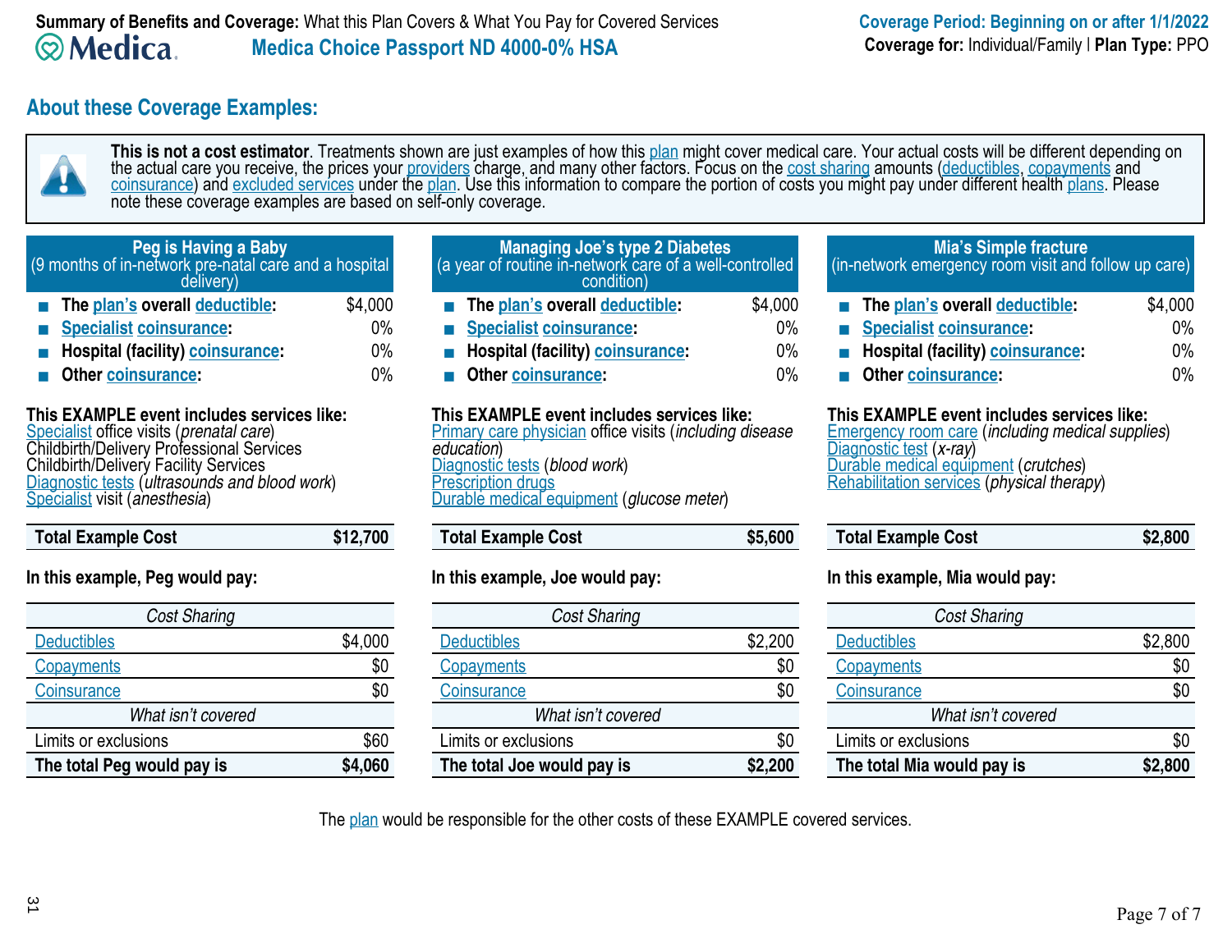**Summary of Benefits and Coverage:** What this Plan Covers & What You Pay for Covered Services
**Medica Choice Passport ND 4000-0% HSA**

**Coverage Period: Beginning on or after 1/1/2022**
**Coverage for:** Individual/Family | **Plan Type:** PPO

## About these Coverage Examples:

**This is not a cost estimator**. Treatments shown are just examples of how this plan might cover medical care. Your actual costs will be different depending on the actual care you receive, the prices your providers charge, and many other factors. Focus on the cost sharing amounts (deductibles, copayments and coinsurance) and excluded services under the plan. Use this information to compare the portion of costs you might pay under different health plans. Please note these coverage examples are based on self-only coverage.

### Peg is Having a Baby
(9 months of in-network pre-natal care and a hospital delivery)

- **The plan's overall deductible:** $4,000
- **Specialist coinsurance:** 0%
- **Hospital (facility) coinsurance:** 0%
- **Other coinsurance:** 0%

**This EXAMPLE event includes services like:**
Specialist office visits (*prenatal care*)
Childbirth/Delivery Professional Services
Childbirth/Delivery Facility Services
Diagnostic tests (*ultrasounds and blood work*)
Specialist visit (*anesthesia*)

| **Total Example Cost** | **$12,700** |
|---|---|

**In this example, Peg would pay:**

| *Cost Sharing* | |
|---|---|
| Deductibles | $4,000 |
| Copayments | $0 |
| Coinsurance | $0 |
| *What isn't covered* | |
| Limits or exclusions | $60 |
| **The total Peg would pay is** | **$4,060** |

### Managing Joe's type 2 Diabetes
(a year of routine in-network care of a well-controlled condition)

- **The plan's overall deductible:** $4,000
- **Specialist coinsurance:** 0%
- **Hospital (facility) coinsurance:** 0%
- **Other coinsurance:** 0%

**This EXAMPLE event includes services like:**
Primary care physician office visits (*including disease education*)
Diagnostic tests (*blood work*)
Prescription drugs
Durable medical equipment (*glucose meter*)

| **Total Example Cost** | **$5,600** |
|---|---|

**In this example, Joe would pay:**

| *Cost Sharing* | |
|---|---|
| Deductibles | $2,200 |
| Copayments | $0 |
| Coinsurance | $0 |
| *What isn't covered* | |
| Limits or exclusions | $0 |
| **The total Joe would pay is** | **$2,200** |

### Mia's Simple fracture
(in-network emergency room visit and follow up care)

- **The plan's overall deductible:** $4,000
- **Specialist coinsurance:** 0%
- **Hospital (facility) coinsurance:** 0%
- **Other coinsurance:** 0%

**This EXAMPLE event includes services like:**
Emergency room care (*including medical supplies*)
Diagnostic test (*x-ray*)
Durable medical equipment (*crutches*)
Rehabilitation services (*physical therapy*)

| **Total Example Cost** | **$2,800** |
|---|---|

**In this example, Mia would pay:**

| *Cost Sharing* | |
|---|---|
| Deductibles | $2,800 |
| Copayments | $0 |
| Coinsurance | $0 |
| *What isn't covered* | |
| Limits or exclusions | $0 |
| **The total Mia would pay is** | **$2,800** |

The plan would be responsible for the other costs of these EXAMPLE covered services.